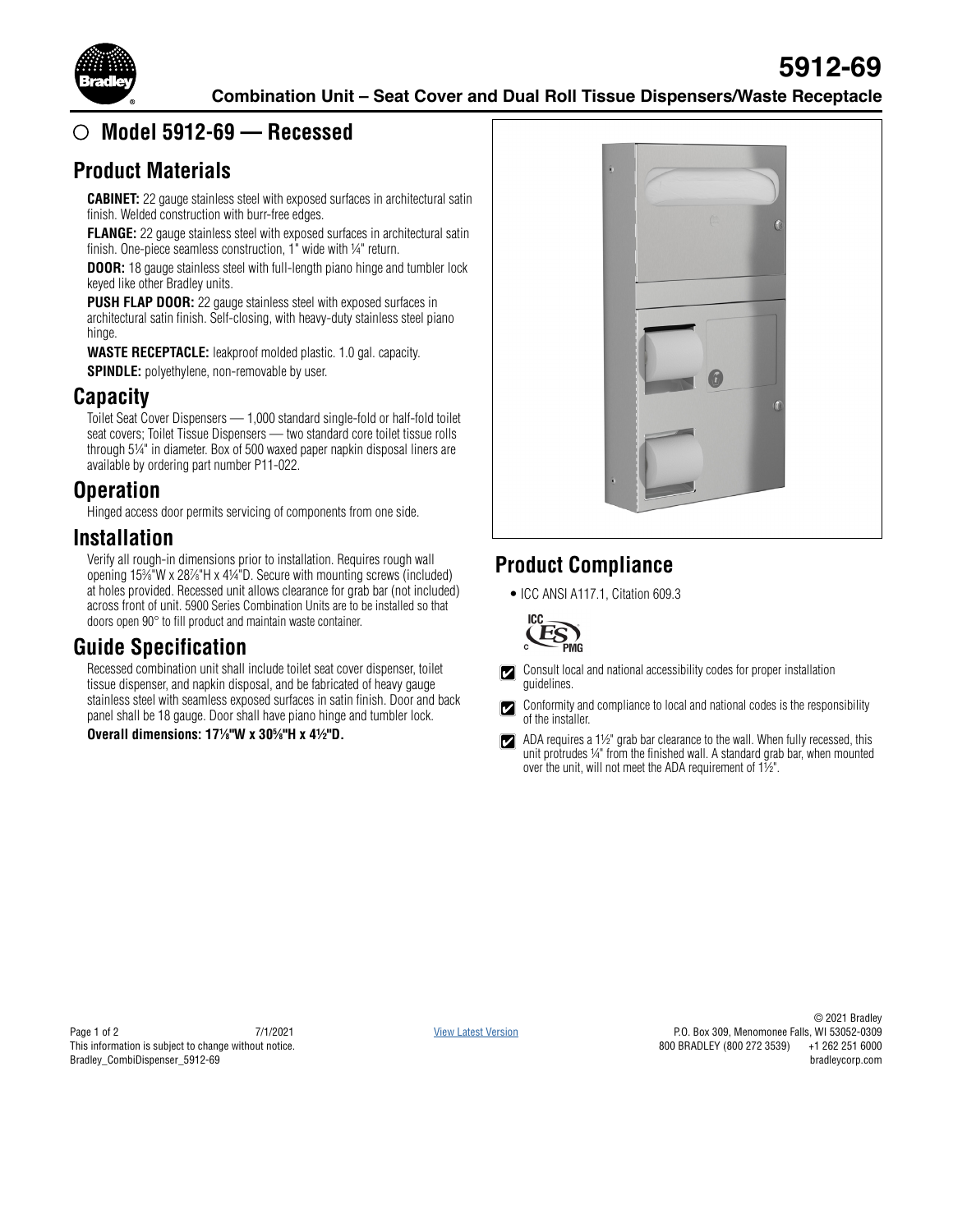# 5912-69

**Combination Unit – Seat Cover and Dual Roll Tissue Dispensers/Waste Receptacle**

## ○ Model 5912-69 — Recessed

## Product Materials

**CABINET:** 22 gauge stainless steel with exposed surfaces in architectural satin finish. Welded construction with burr-free edges.

**FLANGE:** 22 gauge stainless steel with exposed surfaces in architectural satin finish. One-piece seamless construction, 1" wide with ¼" return.

**DOOR:** 18 gauge stainless steel with full-length piano hinge and tumbler lock keyed like other Bradley units.

**PUSH FLAP DOOR:** 22 gauge stainless steel with exposed surfaces in architectural satin finish. Self-closing, with heavy-duty stainless steel piano hinge.

**WASTE RECEPTACLE:** leakproof molded plastic. 1.0 gal. capacity.

**SPINDLE:** polyethylene, non-removable by user.

## Capacity

Toilet Seat Cover Dispensers — 1,000 standard single-fold or half-fold toilet seat covers; Toilet Tissue Dispensers — two standard core toilet tissue rolls through 5¼" in diameter. Box of 500 waxed paper napkin disposal liners are available by ordering part number P11-022.

## Operation

Hinged access door permits servicing of components from one side.

## Installation

Verify all rough-in dimensions prior to installation. Requires rough wall opening 15⅝"W x 28⅞"H x 4¼"D. Secure with mounting screws (included) at holes provided. Recessed unit allows clearance for grab bar (not included) across front of unit. 5900 Series Combination Units are to be installed so that doors open 90° to fill product and maintain waste container.

## Guide Specification

Recessed combination unit shall include toilet seat cover dispenser, toilet tissue dispenser, and napkin disposal, and be fabricated of heavy gauge stainless steel with seamless exposed surfaces in satin finish. Door and back panel shall be 18 gauge. Door shall have piano hinge and tumbler lock.

**Overall dimensions: 17⅛"W x 30⅝"H x 4½"D.**

## Product Compliance

- ICC ANSI A117.1, Citation 609.3

ICC ES PMG

- ☑ Consult local and national accessibility codes for proper installation guidelines.
- ☑ Conformity and compliance to local and national codes is the responsibility of the installer.
- ☑ ADA requires a 1½" grab bar clearance to the wall. When fully recessed, this unit protrudes ¼" from the finished wall. A standard grab bar, when mounted over the unit, will not meet the ADA requirement of 1½".

7/1/2021
This information is subject to change without notice.
Bradley_CombiDispenser_5912-69

View Latest Version

© 2021 Bradley
P.O. Box 309, Menomonee Falls, WI 53052-0309
800 BRADLEY (800 272 3539) +1 262 251 6000
bradleycorp.com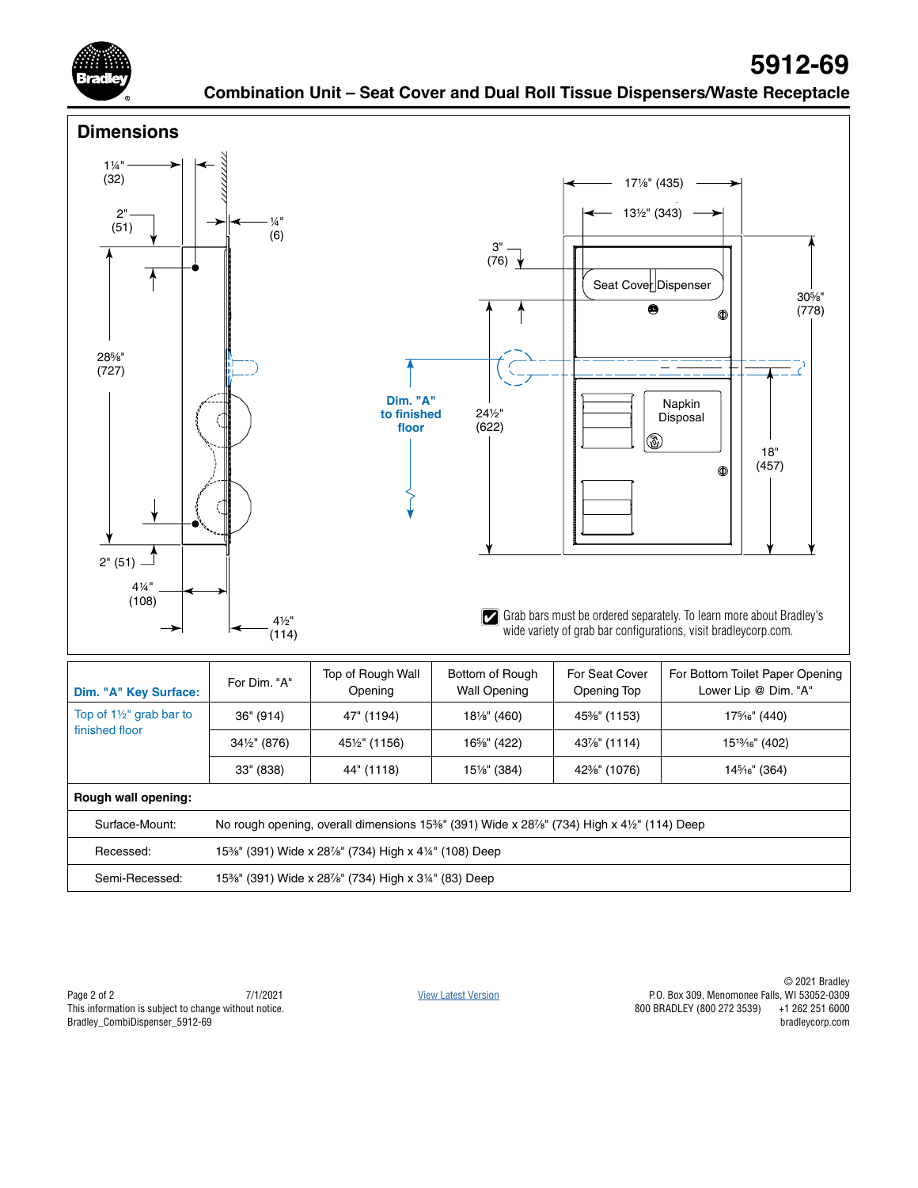# 5912-69

## Combination Unit – Seat Cover and Dual Roll Tissue Dispensers/Waste Receptacle

### Dimensions

1¼" (32)
2" (51)
¼" (6)
28⅝" (727)
2" (51)
4¼" (108)
4½" (114)

17⅛" (435)
13½" (343)
3" (76)
Seat Cover Dispenser
30⅝" (778)
Dim. "A" to finished floor
24½" (622)
Napkin Disposal
18" (457)

☑ Grab bars must be ordered separately. To learn more about Bradley's wide variety of grab bar configurations, visit bradleycorp.com.

| Dim. "A" Key Surface: | For Dim. "A" | Top of Rough Wall Opening | Bottom of Rough Wall Opening | For Seat Cover Opening Top | For Bottom Toilet Paper Opening Lower Lip @ Dim. "A" |
|---|---|---|---|---|---|
| Top of 1½" grab bar to finished floor | 36" (914) | 47" (1194) | 18⅛" (460) | 45⅜" (1153) | 175⁄16" (440) |
| | 34½" (876) | 45½" (1156) | 16⅝" (422) | 43⅞" (1114) | 15¹³⁄₁₆" (402) |
| | 33" (838) | 44" (1118) | 15⅛" (384) | 42⅜" (1076) | 14⁵⁄₁₆" (364) |

**Rough wall opening:**

| | |
|---|---|
| Surface-Mount: | No rough opening, overall dimensions 15⅜" (391) Wide x 28⅞" (734) High x 4½" (114) Deep |
| Recessed: | 15⅜" (391) Wide x 28⅞" (734) High x 4¼" (108) Deep |
| Semi-Recessed: | 15⅜" (391) Wide x 28⅞" (734) High x 3¼" (83) Deep |

7/1/2021
This information is subject to change without notice.
Bradley_CombiDispenser_5912-69

View Latest Version

© 2021 Bradley
P.O. Box 309, Menomonee Falls, WI 53052-0309
800 BRADLEY (800 272 3539) +1 262 251 6000
bradleycorp.com